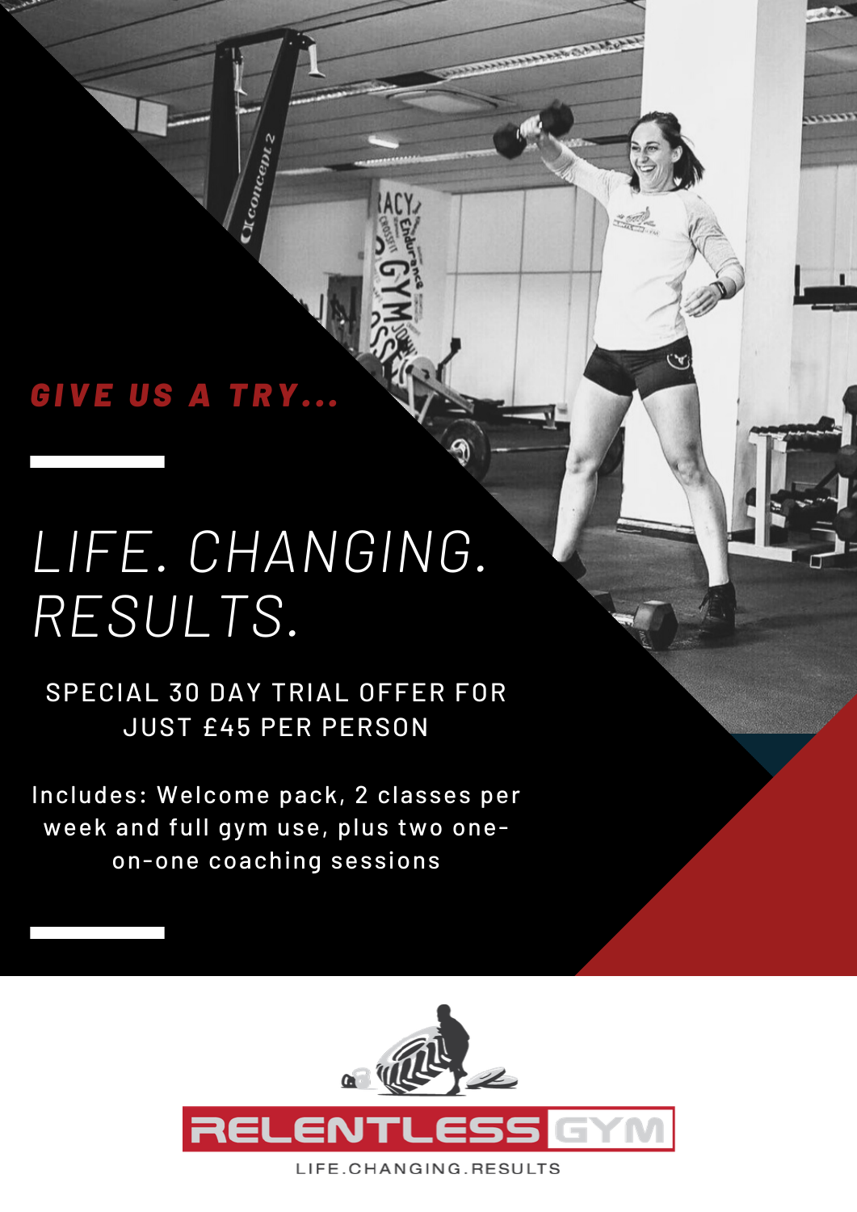***GIVE US A TRY...***

# LIFE. CHANGING. RESULTS.

SPECIAL 30 DAY TRIAL OFFER FOR JUST £45 PER PERSON

Includes: Welcome pack, 2 classes per week and full gym use, plus two one-on-one coaching sessions

RELENTLESS GYM

LIFE.CHANGING.RESULTS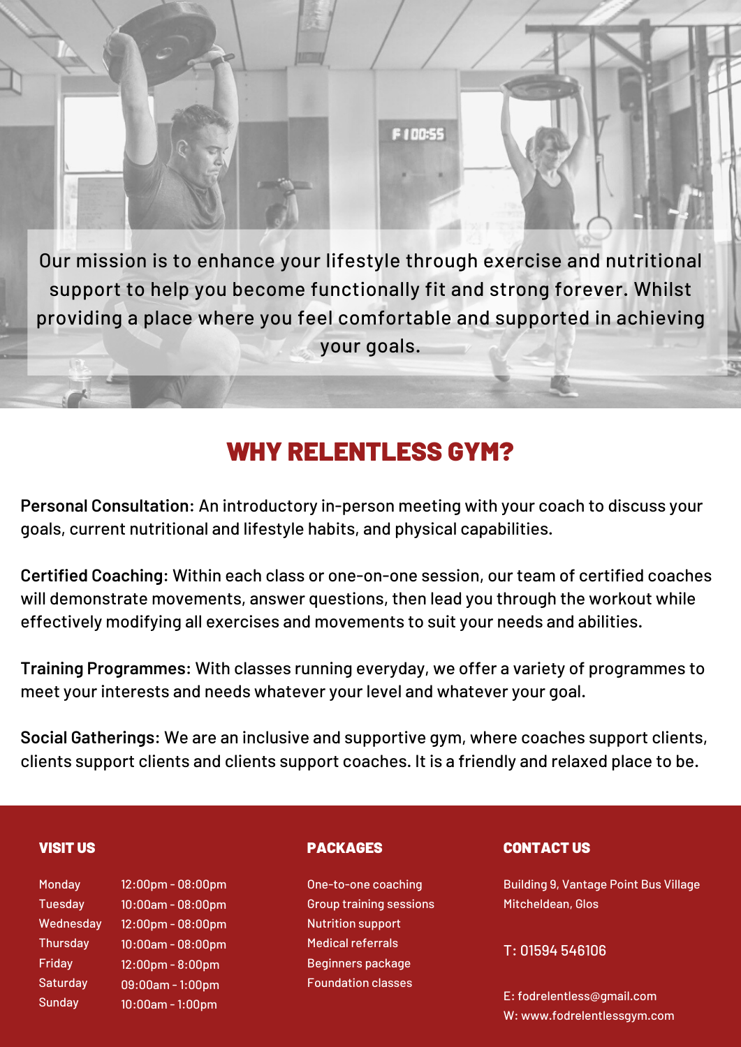Our mission is to enhance your lifestyle through exercise and nutritional support to help you become functionally fit and strong forever. Whilst providing a place where you feel comfortable and supported in achieving your goals.

## WHY RELENTLESS GYM?

**Personal Consultation:** An introductory in-person meeting with your coach to discuss your goals, current nutritional and lifestyle habits, and physical capabilities.

**Certified Coaching:** Within each class or one-on-one session, our team of certified coaches will demonstrate movements, answer questions, then lead you through the workout while effectively modifying all exercises and movements to suit your needs and abilities.

**Training Programmes:** With classes running everyday, we offer a variety of programmes to meet your interests and needs whatever your level and whatever your goal.

**Social Gatherings:** We are an inclusive and supportive gym, where coaches support clients, clients support clients and clients support coaches. It is a friendly and relaxed place to be.

### VISIT US

| | |
|---|---|
| Monday | 12:00pm - 08:00pm |
| Tuesday | 10:00am - 08:00pm |
| Wednesday | 12:00pm - 08:00pm |
| Thursday | 10:00am - 08:00pm |
| Friday | 12:00pm - 8:00pm |
| Saturday | 09:00am - 1:00pm |
| Sunday | 10:00am - 1:00pm |

### PACKAGES

- One-to-one coaching
- Group training sessions
- Nutrition support
- Medical referrals
- Beginners package
- Foundation classes

### CONTACT US

Building 9, Vantage Point Bus Village
Mitcheldean, Glos

T: 01594 546106

E: fodrelentless@gmail.com
W: www.fodrelentlessgym.com